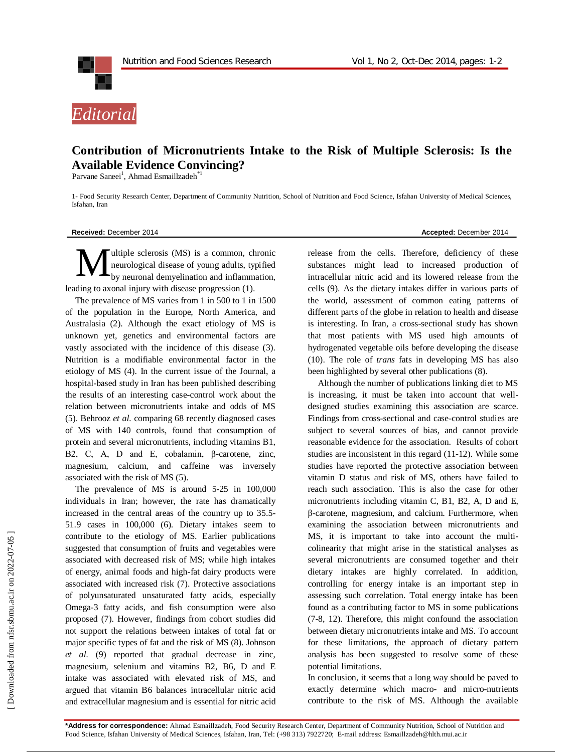*Editorial*

# Contribution of Micronutrients Intake to the Risk of Multiple Sclerosis: Is the Available Evidence Convincing?

Parvane Saneei[1], Ahmad Esmaillzadeh*[1]

1- Food Security Research Center, Department of Community Nutrition, School of Nutrition and Food Science, Isfahan University of Medical Sciences, Isfahan, Iran

**Received:** December 2014 **Accepted:** December 2014

Multiple sclerosis (MS) is a common, chronic neurological disease of young adults, typified by neuronal demyelination and inflammation, leading to axonal injury with disease progression (1).

The prevalence of MS varies from 1 in 500 to 1 in 1500 of the population in the Europe, North America, and Australasia (2). Although the exact etiology of MS is unknown yet, genetics and environmental factors are vastly associated with the incidence of this disease (3). Nutrition is a modifiable environmental factor in the etiology of MS (4). In the current issue of the Journal, a hospital-based study in Iran has been published describing the results of an interesting case-control work about the relation between micronutrients intake and odds of MS (5). Behrooz *et al.* comparing 68 recently diagnosed cases of MS with 140 controls, found that consumption of protein and several micronutrients, including vitamins B1, B2, C, A, D and E, cobalamin, β-carotene, zinc, magnesium, calcium, and caffeine was inversely associated with the risk of MS (5).

The prevalence of MS is around 5-25 in 100,000 individuals in Iran; however, the rate has dramatically increased in the central areas of the country up to 35.5-51.9 cases in 100,000 (6). Dietary intakes seem to contribute to the etiology of MS. Earlier publications suggested that consumption of fruits and vegetables were associated with decreased risk of MS; while high intakes of energy, animal foods and high-fat dairy products were associated with increased risk (7). Protective associations of polyunsaturated unsaturated fatty acids, especially Omega-3 fatty acids, and fish consumption were also proposed (7). However, findings from cohort studies did not support the relations between intakes of total fat or major specific types of fat and the risk of MS (8). Johnson *et al.* (9) reported that gradual decrease in zinc, magnesium, selenium and vitamins B2, B6, D and E intake was associated with elevated risk of MS, and argued that vitamin B6 balances intracellular nitric acid and extracellular magnesium and is essential for nitric acid release from the cells. Therefore, deficiency of these substances might lead to increased production of intracellular nitric acid and its lowered release from the cells (9). As the dietary intakes differ in various parts of the world, assessment of common eating patterns of different parts of the globe in relation to health and disease is interesting. In Iran, a cross-sectional study has shown that most patients with MS used high amounts of hydrogenated vegetable oils before developing the disease (10). The role of *trans* fats in developing MS has also been highlighted by several other publications (8).

Although the number of publications linking diet to MS is increasing, it must be taken into account that well-designed studies examining this association are scarce. Findings from cross-sectional and case-control studies are subject to several sources of bias, and cannot provide reasonable evidence for the association. Results of cohort studies are inconsistent in this regard (11-12). While some studies have reported the protective association between vitamin D status and risk of MS, others have failed to reach such association. This is also the case for other micronutrients including vitamin C, B1, B2, A, D and E, β-carotene, magnesium, and calcium. Furthermore, when examining the association between micronutrients and MS, it is important to take into account the multi-colinearity that might arise in the statistical analyses as several micronutrients are consumed together and their dietary intakes are highly correlated. In addition, controlling for energy intake is an important step in assessing such correlation. Total energy intake has been found as a contributing factor to MS in some publications (7-8, 12). Therefore, this might confound the association between dietary micronutrients intake and MS. To account for these limitations, the approach of dietary pattern analysis has been suggested to resolve some of these potential limitations.

In conclusion, it seems that a long way should be paved to exactly determine which macro- and micro-nutrients contribute to the risk of MS. Although the available

**\*Address for correspondence:** Ahmad Esmaillzadeh, Food Security Research Center, Department of Community Nutrition, School of Nutrition and Food Science, Isfahan University of Medical Sciences, Isfahan, Iran, Tel: (+98 313) 7922720; E-mail address: Esmaillzadeh@hlth.mui.ac.ir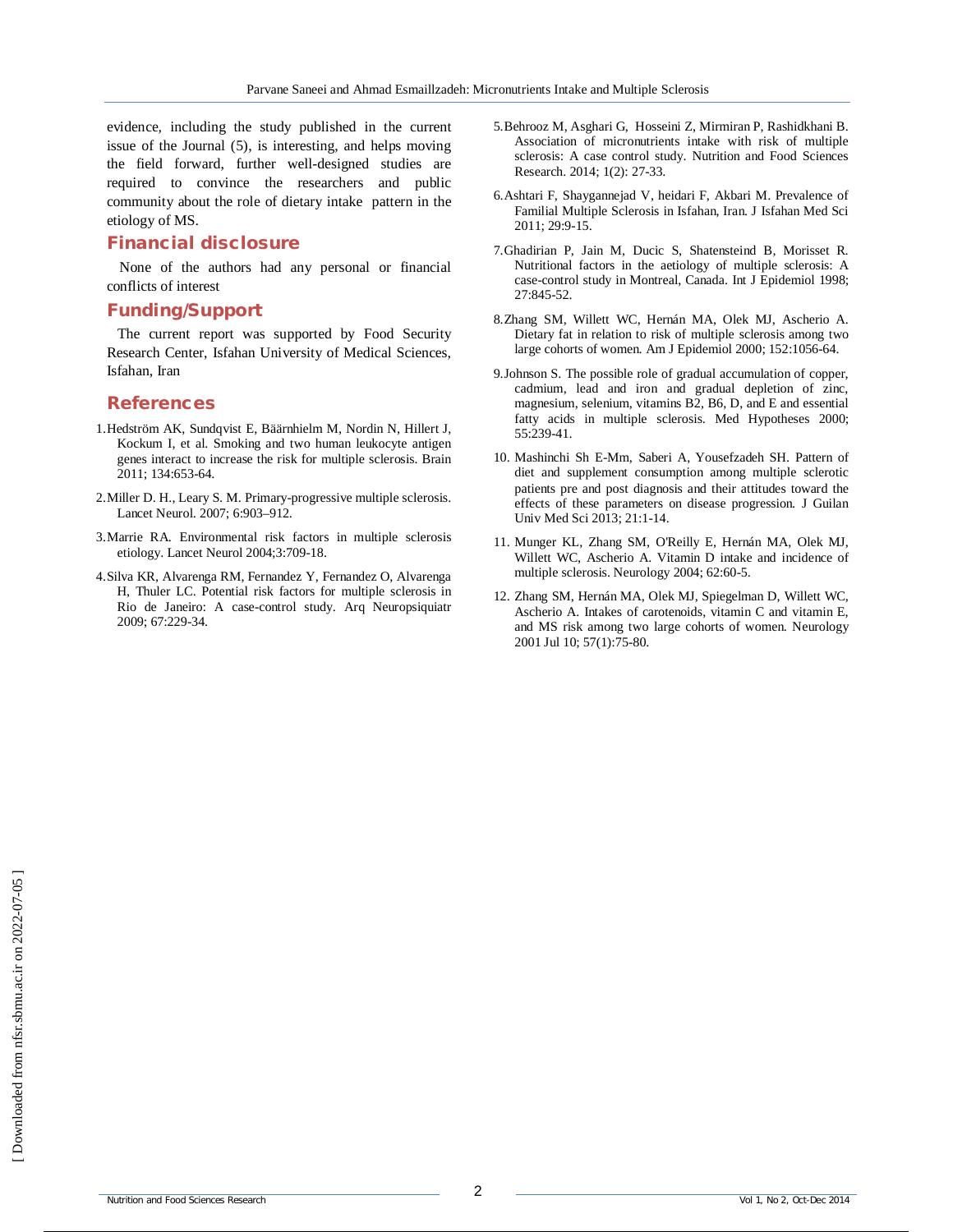evidence, including the study published in the current issue of the Journal (5), is interesting, and helps moving the field forward, further well-designed studies are required to convince the researchers and public community about the role of dietary intake pattern in the etiology of MS.

## Financial disclosure

None of the authors had any personal or financial conflicts of interest

## Funding/Support

The current report was supported by Food Security Research Center, Isfahan University of Medical Sciences, Isfahan, Iran

## References

1. Hedström AK, Sundqvist E, Bäärnhielm M, Nordin N, Hillert J, Kockum I, et al. Smoking and two human leukocyte antigen genes interact to increase the risk for multiple sclerosis. Brain 2011; 134:653-64.
2. Miller D. H., Leary S. M. Primary-progressive multiple sclerosis. Lancet Neurol. 2007; 6:903–912.
3. Marrie RA. Environmental risk factors in multiple sclerosis etiology. Lancet Neurol 2004;3:709-18.
4. Silva KR, Alvarenga RM, Fernandez Y, Fernandez O, Alvarenga H, Thuler LC. Potential risk factors for multiple sclerosis in Rio de Janeiro: A case-control study. Arq Neuropsiquiatr 2009; 67:229-34.
5. Behrooz M, Asghari G, Hosseini Z, Mirmiran P, Rashidkhani B. Association of micronutrients intake with risk of multiple sclerosis: A case control study. Nutrition and Food Sciences Research. 2014; 1(2): 27-33.
6. Ashtari F, Shaygannejad V, heidari F, Akbari M. Prevalence of Familial Multiple Sclerosis in Isfahan, Iran. J Isfahan Med Sci 2011; 29:9-15.
7. Ghadirian P, Jain M, Ducic S, Shatensteind B, Morisset R. Nutritional factors in the aetiology of multiple sclerosis: A case-control study in Montreal, Canada. Int J Epidemiol 1998; 27:845-52.
8. Zhang SM, Willett WC, Hernán MA, Olek MJ, Ascherio A. Dietary fat in relation to risk of multiple sclerosis among two large cohorts of women. Am J Epidemiol 2000; 152:1056-64.
9. Johnson S. The possible role of gradual accumulation of copper, cadmium, lead and iron and gradual depletion of zinc, magnesium, selenium, vitamins B2, B6, D, and E and essential fatty acids in multiple sclerosis. Med Hypotheses 2000; 55:239-41.
10. Mashinchi Sh E-Mm, Saberi A, Yousefzadeh SH. Pattern of diet and supplement consumption among multiple sclerotic patients pre and post diagnosis and their attitudes toward the effects of these parameters on disease progression. J Guilan Univ Med Sci 2013; 21:1-14.
11. Munger KL, Zhang SM, O'Reilly E, Hernán MA, Olek MJ, Willett WC, Ascherio A. Vitamin D intake and incidence of multiple sclerosis. Neurology 2004; 62:60-5.
12. Zhang SM, Hernán MA, Olek MJ, Spiegelman D, Willett WC, Ascherio A. Intakes of carotenoids, vitamin C and vitamin E, and MS risk among two large cohorts of women. Neurology 2001 Jul 10; 57(1):75-80.